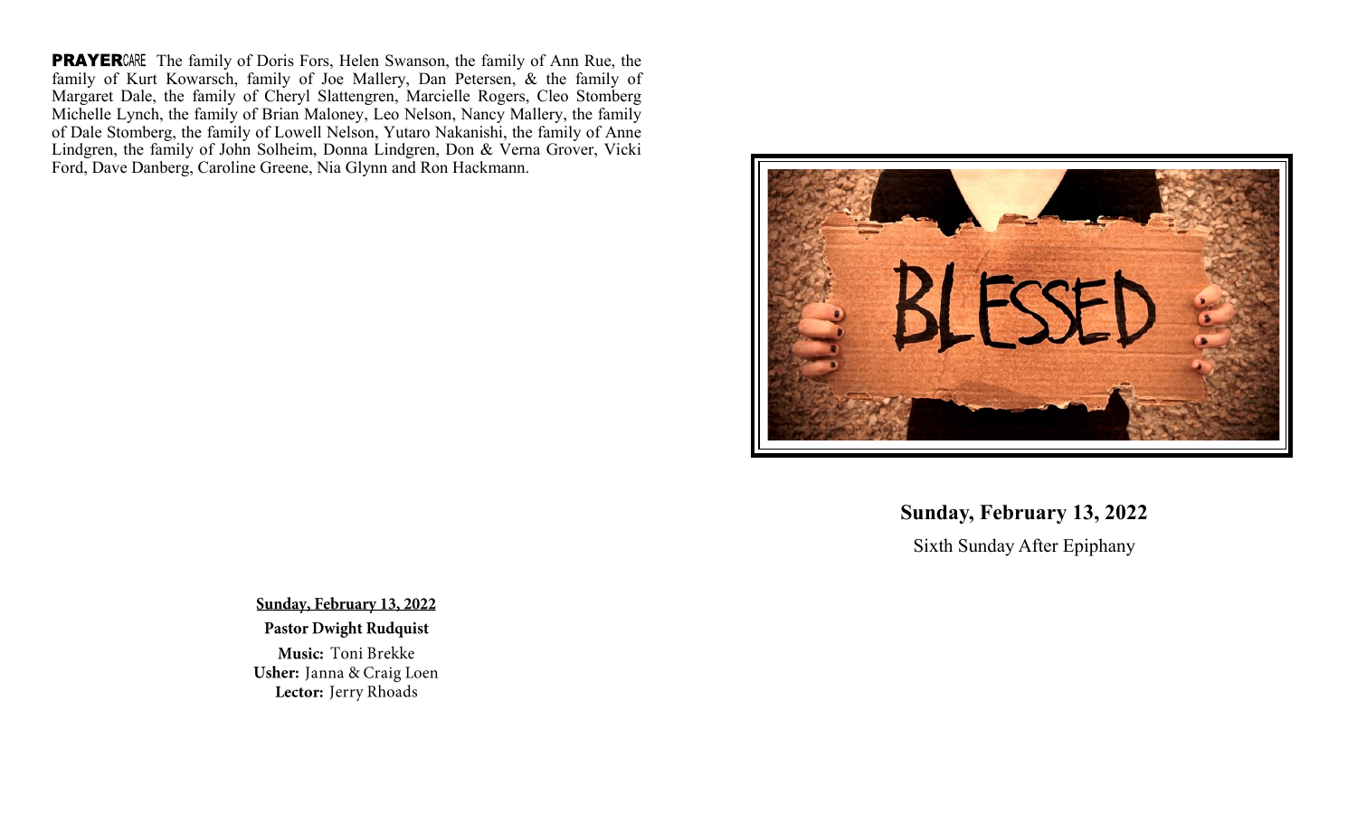**PRAYER**CARE The family of Doris Fors, Helen Swanson, the family of Ann Rue, the family of Kurt Kowarsch, family of Joe Mallery, Dan Petersen, & the family of Margaret Dale, the family of Cheryl Slattengren, Marcielle Rogers, Cleo Stomberg Michelle Lynch, the family of Brian Maloney, Leo Nelson, Nancy Mallery, the family of Dale Stomberg, the family of Lowell Nelson, Yutaro Nakanishi, the family of Anne Lindgren, the family of John Solheim, Donna Lindgren, Don & Verna Grover, Vicki Ford, Dave Danberg, Caroline Greene, Nia Glynn and Ron Hackmann.

**Sunday, February 13, 2022**

**Pastor Dwight Rudquist**

**Music:** Toni Brekke
**Usher:** Janna & Craig Loen
**Lector:** Jerry Rhoads

BLESSED

**Sunday, February 13, 2022**

Sixth Sunday After Epiphany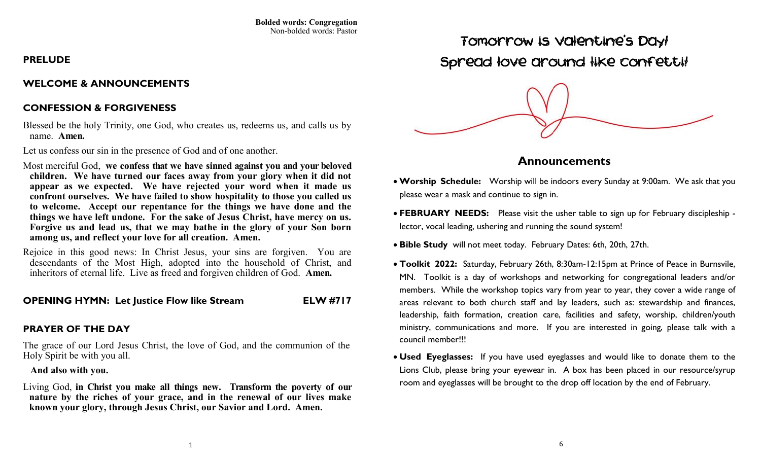**Bolded words: Congregation**
Non-bolded words: Pastor

## PRELUDE

## WELCOME & ANNOUNCEMENTS

## CONFESSION & FORGIVENESS

Blessed be the holy Trinity, one God, who creates us, redeems us, and calls us by name. **Amen.**

Let us confess our sin in the presence of God and of one another.

Most merciful God, **we confess that we have sinned against you and your beloved children. We have turned our faces away from your glory when it did not appear as we expected. We have rejected your word when it made us confront ourselves. We have failed to show hospitality to those you called us to welcome. Accept our repentance for the things we have done and the things we have left undone. For the sake of Jesus Christ, have mercy on us. Forgive us and lead us, that we may bathe in the glory of your Son born among us, and reflect your love for all creation. Amen.**

Rejoice in this good news: In Christ Jesus, your sins are forgiven. You are descendants of the Most High, adopted into the household of Christ, and inheritors of eternal life. Live as freed and forgiven children of God. **Amen.**

## OPENING HYMN: Let Justice Flow like Stream — ELW #717

## PRAYER OF THE DAY

The grace of our Lord Jesus Christ, the love of God, and the communion of the Holy Spirit be with you all.

**And also with you.**

Living God, **in Christ you make all things new. Transform the poverty of our nature by the riches of your grace, and in the renewal of our lives make known your glory, through Jesus Christ, our Savior and Lord. Amen.**

Tomorrow is Valentine's Day!
Spread love around like confetti!

## Announcements

- **Worship Schedule:** Worship will be indoors every Sunday at 9:00am. We ask that you please wear a mask and continue to sign in.
- **FEBRUARY NEEDS:** Please visit the usher table to sign up for February discipleship - lector, vocal leading, ushering and running the sound system!
- **Bible Study** will not meet today. February Dates: 6th, 20th, 27th.
- **Toolkit 2022:** Saturday, February 26th, 8:30am-12:15pm at Prince of Peace in Burnsvile, MN. Toolkit is a day of workshops and networking for congregational leaders and/or members. While the workshop topics vary from year to year, they cover a wide range of areas relevant to both church staff and lay leaders, such as: stewardship and finances, leadership, faith formation, creation care, facilities and safety, worship, children/youth ministry, communications and more. If you are interested in going, please talk with a council member!!!
- **Used Eyeglasses:** If you have used eyeglasses and would like to donate them to the Lions Club, please bring your eyewear in. A box has been placed in our resource/syrup room and eyeglasses will be brought to the drop off location by the end of February.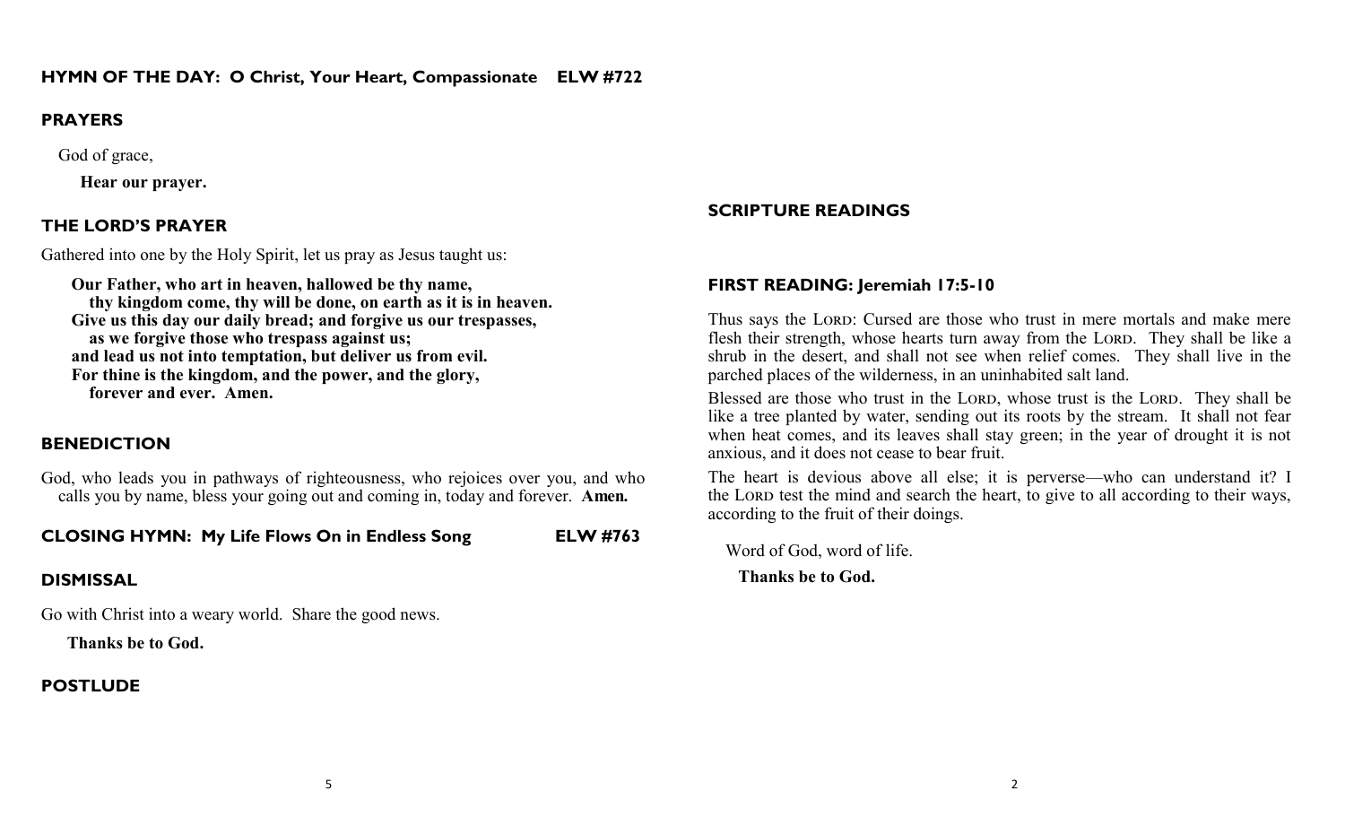## HYMN OF THE DAY: O Christ, Your Heart, Compassionate ELW #722

## PRAYERS

God of grace,

**Hear our prayer.**

## THE LORD'S PRAYER

Gathered into one by the Holy Spirit, let us pray as Jesus taught us:

**Our Father, who art in heaven, hallowed be thy name,**
**thy kingdom come, thy will be done, on earth as it is in heaven.**
**Give us this day our daily bread; and forgive us our trespasses,**
**as we forgive those who trespass against us;**
**and lead us not into temptation, but deliver us from evil.**
**For thine is the kingdom, and the power, and the glory,**
**forever and ever. Amen.**

## BENEDICTION

God, who leads you in pathways of righteousness, who rejoices over you, and who calls you by name, bless your going out and coming in, today and forever. **Amen.**

## CLOSING HYMN: My Life Flows On in Endless Song ELW #763

## DISMISSAL

Go with Christ into a weary world. Share the good news.

**Thanks be to God.**

## POSTLUDE

## SCRIPTURE READINGS

## FIRST READING: Jeremiah 17:5-10

Thus says the LORD: Cursed are those who trust in mere mortals and make mere flesh their strength, whose hearts turn away from the LORD. They shall be like a shrub in the desert, and shall not see when relief comes. They shall live in the parched places of the wilderness, in an uninhabited salt land.

Blessed are those who trust in the LORD, whose trust is the LORD. They shall be like a tree planted by water, sending out its roots by the stream. It shall not fear when heat comes, and its leaves shall stay green; in the year of drought it is not anxious, and it does not cease to bear fruit.

The heart is devious above all else; it is perverse—who can understand it? I the LORD test the mind and search the heart, to give to all according to their ways, according to the fruit of their doings.

Word of God, word of life.

**Thanks be to God.**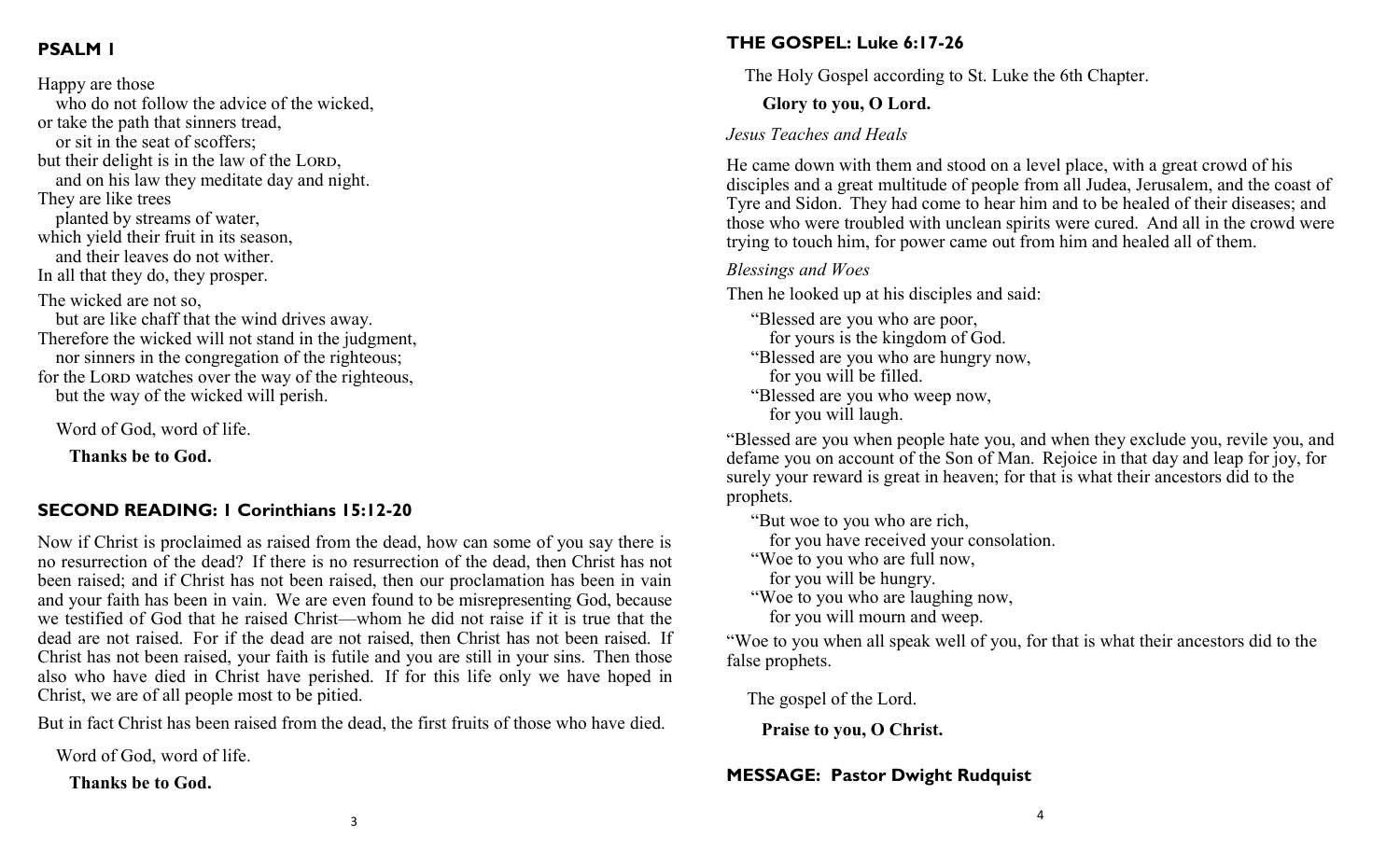## PSALM 1

Happy are those
who do not follow the advice of the wicked,
or take the path that sinners tread,
or sit in the seat of scoffers;
but their delight is in the law of the LORD,
and on his law they meditate day and night.
They are like trees
planted by streams of water,
which yield their fruit in its season,
and their leaves do not wither.
In all that they do, they prosper.

The wicked are not so,
but are like chaff that the wind drives away.
Therefore the wicked will not stand in the judgment,
nor sinners in the congregation of the righteous;
for the LORD watches over the way of the righteous,
but the way of the wicked will perish.

Word of God, word of life.

**Thanks be to God.**

## SECOND READING: 1 Corinthians 15:12-20

Now if Christ is proclaimed as raised from the dead, how can some of you say there is no resurrection of the dead? If there is no resurrection of the dead, then Christ has not been raised; and if Christ has not been raised, then our proclamation has been in vain and your faith has been in vain. We are even found to be misrepresenting God, because we testified of God that he raised Christ—whom he did not raise if it is true that the dead are not raised. For if the dead are not raised, then Christ has not been raised. If Christ has not been raised, your faith is futile and you are still in your sins. Then those also who have died in Christ have perished. If for this life only we have hoped in Christ, we are of all people most to be pitied.

But in fact Christ has been raised from the dead, the first fruits of those who have died.

Word of God, word of life.

**Thanks be to God.**

## THE GOSPEL: Luke 6:17-26

The Holy Gospel according to St. Luke the 6th Chapter.

**Glory to you, O Lord.**

*Jesus Teaches and Heals*

He came down with them and stood on a level place, with a great crowd of his disciples and a great multitude of people from all Judea, Jerusalem, and the coast of Tyre and Sidon. They had come to hear him and to be healed of their diseases; and those who were troubled with unclean spirits were cured. And all in the crowd were trying to touch him, for power came out from him and healed all of them.

*Blessings and Woes*

Then he looked up at his disciples and said:

"Blessed are you who are poor,
for yours is the kingdom of God.
"Blessed are you who are hungry now,
for you will be filled.
"Blessed are you who weep now,
for you will laugh.

"Blessed are you when people hate you, and when they exclude you, revile you, and defame you on account of the Son of Man. Rejoice in that day and leap for joy, for surely your reward is great in heaven; for that is what their ancestors did to the prophets.

"But woe to you who are rich,
for you have received your consolation.
"Woe to you who are full now,
for you will be hungry.
"Woe to you who are laughing now,
for you will mourn and weep.

"Woe to you when all speak well of you, for that is what their ancestors did to the false prophets.

The gospel of the Lord.

**Praise to you, O Christ.**

## MESSAGE: Pastor Dwight Rudquist